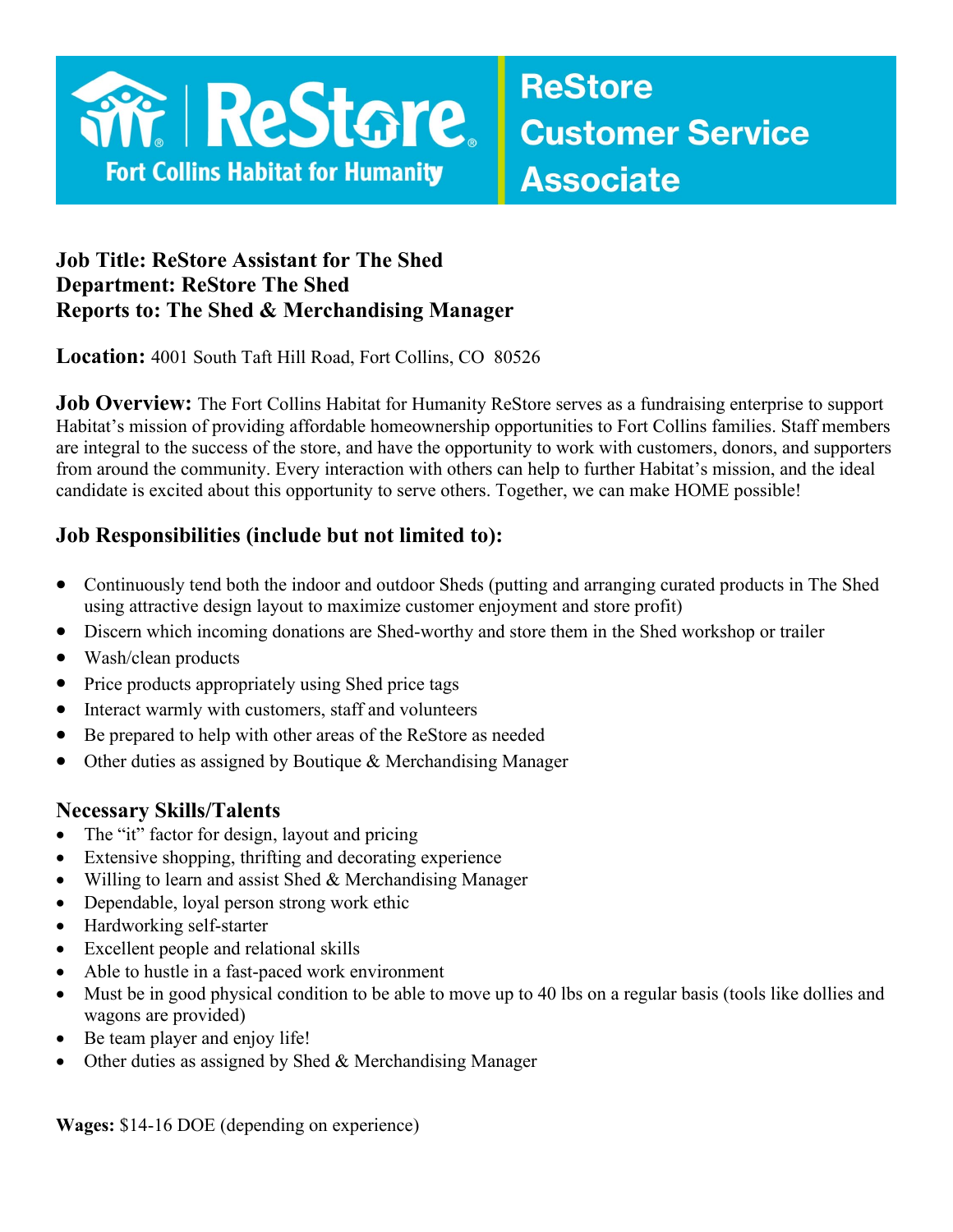**ReStore Fort Collins Habitat for Humanity**

# ReStore Customer Service Associate

**Job Title: ReStore Assistant for The Shed**
**Department: ReStore The Shed**
**Reports to: The Shed & Merchandising Manager**

**Location:** 4001 South Taft Hill Road, Fort Collins, CO 80526

**Job Overview:** The Fort Collins Habitat for Humanity ReStore serves as a fundraising enterprise to support Habitat's mission of providing affordable homeownership opportunities to Fort Collins families. Staff members are integral to the success of the store, and have the opportunity to work with customers, donors, and supporters from around the community. Every interaction with others can help to further Habitat's mission, and the ideal candidate is excited about this opportunity to serve others. Together, we can make HOME possible!

## Job Responsibilities (include but not limited to):

- Continuously tend both the indoor and outdoor Sheds (putting and arranging curated products in The Shed using attractive design layout to maximize customer enjoyment and store profit)
- Discern which incoming donations are Shed-worthy and store them in the Shed workshop or trailer
- Wash/clean products
- Price products appropriately using Shed price tags
- Interact warmly with customers, staff and volunteers
- Be prepared to help with other areas of the ReStore as needed
- Other duties as assigned by Boutique & Merchandising Manager

## Necessary Skills/Talents

- The "it" factor for design, layout and pricing
- Extensive shopping, thrifting and decorating experience
- Willing to learn and assist Shed & Merchandising Manager
- Dependable, loyal person strong work ethic
- Hardworking self-starter
- Excellent people and relational skills
- Able to hustle in a fast-paced work environment
- Must be in good physical condition to be able to move up to 40 lbs on a regular basis (tools like dollies and wagons are provided)
- Be team player and enjoy life!
- Other duties as assigned by Shed & Merchandising Manager

**Wages:** $14-16 DOE (depending on experience)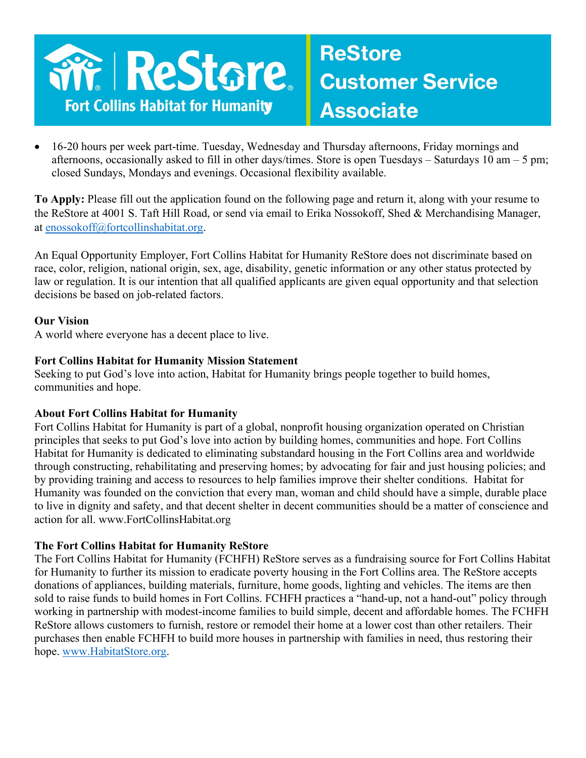# ReStore Customer Service Associate

Fort Collins Habitat for Humanity ReStore

- 16-20 hours per week part-time. Tuesday, Wednesday and Thursday afternoons, Friday mornings and afternoons, occasionally asked to fill in other days/times. Store is open Tuesdays – Saturdays 10 am – 5 pm; closed Sundays, Mondays and evenings. Occasional flexibility available.

**To Apply:** Please fill out the application found on the following page and return it, along with your resume to the ReStore at 4001 S. Taft Hill Road, or send via email to Erika Nossokoff, Shed & Merchandising Manager, at enossokoff@fortcollinshabitat.org.

An Equal Opportunity Employer, Fort Collins Habitat for Humanity ReStore does not discriminate based on race, color, religion, national origin, sex, age, disability, genetic information or any other status protected by law or regulation. It is our intention that all qualified applicants are given equal opportunity and that selection decisions be based on job-related factors.

**Our Vision**

A world where everyone has a decent place to live.

**Fort Collins Habitat for Humanity Mission Statement**

Seeking to put God's love into action, Habitat for Humanity brings people together to build homes, communities and hope.

**About Fort Collins Habitat for Humanity**

Fort Collins Habitat for Humanity is part of a global, nonprofit housing organization operated on Christian principles that seeks to put God's love into action by building homes, communities and hope. Fort Collins Habitat for Humanity is dedicated to eliminating substandard housing in the Fort Collins area and worldwide through constructing, rehabilitating and preserving homes; by advocating for fair and just housing policies; and by providing training and access to resources to help families improve their shelter conditions. Habitat for Humanity was founded on the conviction that every man, woman and child should have a simple, durable place to live in dignity and safety, and that decent shelter in decent communities should be a matter of conscience and action for all. www.FortCollinsHabitat.org

**The Fort Collins Habitat for Humanity ReStore**

The Fort Collins Habitat for Humanity (FCHFH) ReStore serves as a fundraising source for Fort Collins Habitat for Humanity to further its mission to eradicate poverty housing in the Fort Collins area. The ReStore accepts donations of appliances, building materials, furniture, home goods, lighting and vehicles. The items are then sold to raise funds to build homes in Fort Collins. FCHFH practices a "hand-up, not a hand-out" policy through working in partnership with modest-income families to build simple, decent and affordable homes. The FCHFH ReStore allows customers to furnish, restore or remodel their home at a lower cost than other retailers. Their purchases then enable FCHFH to build more houses in partnership with families in need, thus restoring their hope. www.HabitatStore.org.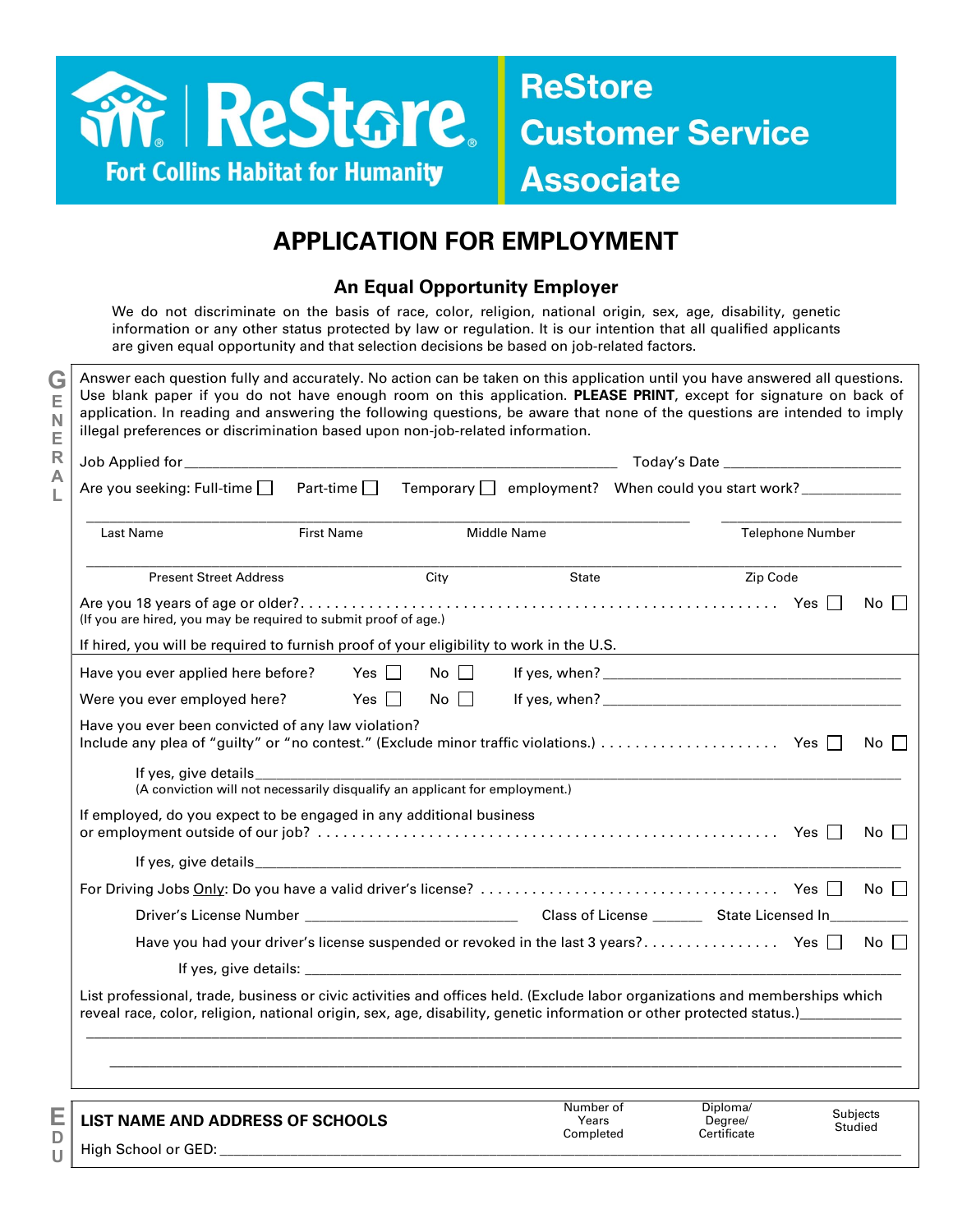ReStore
Fort Collins Habitat for Humanity

# ReStore Customer Service Associate

## APPLICATION FOR EMPLOYMENT

### An Equal Opportunity Employer

We do not discriminate on the basis of race, color, religion, national origin, sex, age, disability, genetic information or any other status protected by law or regulation. It is our intention that all qualified applicants are given equal opportunity and that selection decisions be based on job-related factors.

**GENERAL**

Answer each question fully and accurately. No action can be taken on this application until you have answered all questions. Use blank paper if you do not have enough room on this application. **PLEASE PRINT**, except for signature on back of application. In reading and answering the following questions, be aware that none of the questions are intended to imply illegal preferences or discrimination based upon non-job-related information.

Job Applied for ______________________________ Today's Date ______________

Are you seeking: Full-time ☐ Part-time ☐ Temporary ☐ employment? When could you start work? __________

________________________________________________ ______________
Last Name First Name Middle Name Telephone Number

________________________________________________________________
Present Street Address City State Zip Code

Are you 18 years of age or older? . . . . . . . . . . Yes ☐ No ☐
(If you are hired, you may be required to submit proof of age.)

If hired, you will be required to furnish proof of your eligibility to work in the U.S.

Have you ever applied here before? Yes ☐ No ☐ If yes, when? ______________________

Were you ever employed here? Yes ☐ No ☐ If yes, when? ______________________

Have you ever been convicted of any law violation?
Include any plea of "guilty" or "no contest." (Exclude minor traffic violations.) . . . . . . . . Yes ☐ No ☐

If yes, give details______________________________________________
(A conviction will not necessarily disqualify an applicant for employment.)

If employed, do you expect to be engaged in any additional business or employment outside of our job? . . . . . . . . . . Yes ☐ No ☐

If yes, give details______________________________________________

For Driving Jobs Only: Do you have a valid driver's license? . . . . . . . . . . Yes ☐ No ☐

Driver's License Number ________________ Class of License ______ State Licensed In________

Have you had your driver's license suspended or revoked in the last 3 years? . . . . . . . . Yes ☐ No ☐

If yes, give details: ______________________________________________

List professional, trade, business or civic activities and offices held. (Exclude labor organizations and memberships which reveal race, color, religion, national origin, sex, age, disability, genetic information or other protected status.)____________

________________________________________________________________

________________________________________________________________

**EDU**

| LIST NAME AND ADDRESS OF SCHOOLS | Number of Years Completed | Diploma/ Degree/ Certificate | Subjects Studied |
|---|---|---|---|
| High School or GED: | | | |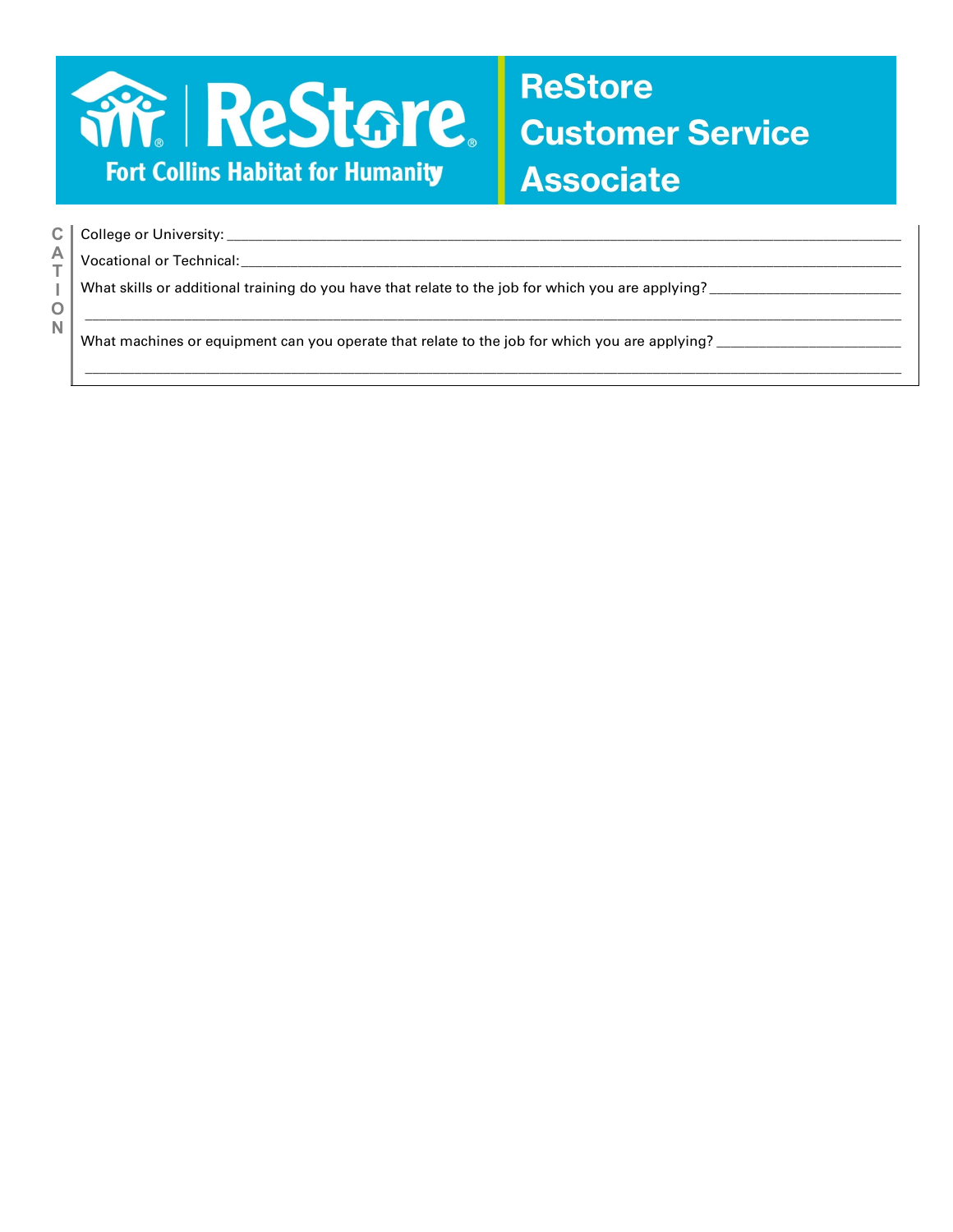# ReStore Customer Service Associate

**ReStore**
**Fort Collins Habitat for Humanity**

C A T I O N

College or University: ______________________________________________________________

Vocational or Technical: ______________________________________________________________

What skills or additional training do you have that relate to the job for which you are applying? ______________________

______________________________________________________________________________

What machines or equipment can you operate that relate to the job for which you are applying? ______________________

______________________________________________________________________________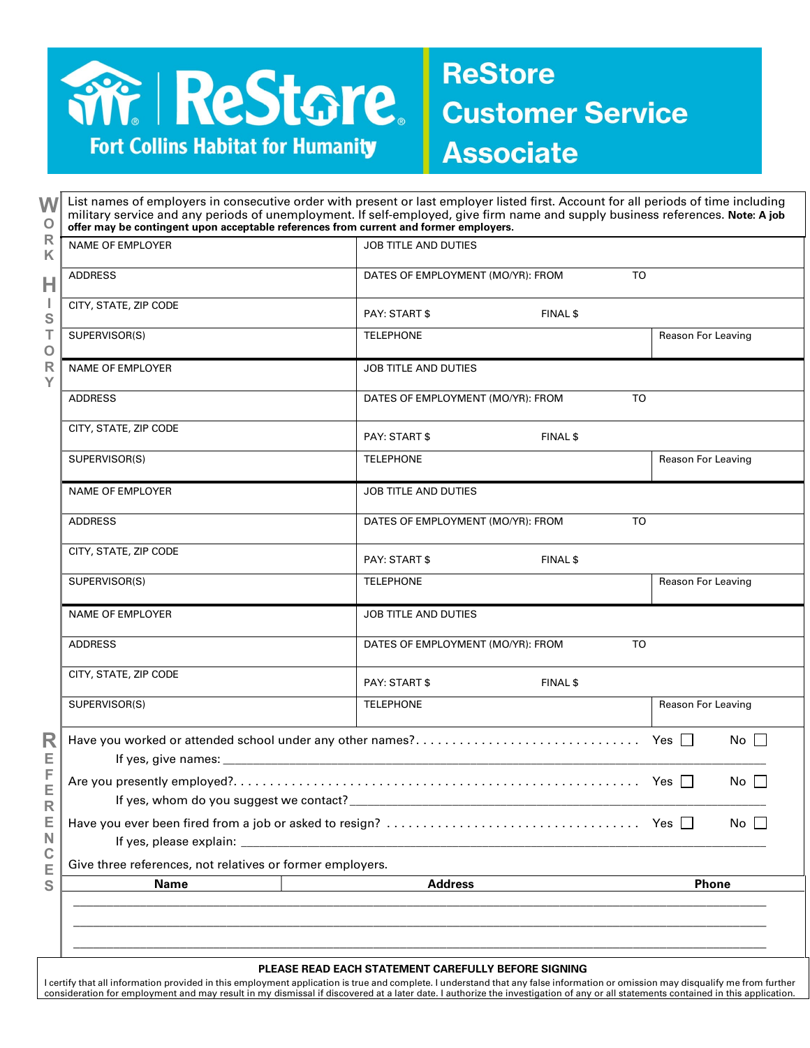**ReStore** Fort Collins Habitat for Humanity

# ReStore Customer Service Associate

## WORK HISTORY

List names of employers in consecutive order with present or last employer listed first. Account for all periods of time including military service and any periods of unemployment. If self-employed, give firm name and supply business references. **Note: A job offer may be contingent upon acceptable references from current and former employers.**

| NAME OF EMPLOYER | JOB TITLE AND DUTIES | |
|---|---|---|
| ADDRESS | DATES OF EMPLOYMENT (MO/YR): FROM TO | |
| CITY, STATE, ZIP CODE | PAY: START $ FINAL $ | |
| SUPERVISOR(S) | TELEPHONE | Reason For Leaving |
| NAME OF EMPLOYER | JOB TITLE AND DUTIES | |
| ADDRESS | DATES OF EMPLOYMENT (MO/YR): FROM TO | |
| CITY, STATE, ZIP CODE | PAY: START $ FINAL $ | |
| SUPERVISOR(S) | TELEPHONE | Reason For Leaving |
| NAME OF EMPLOYER | JOB TITLE AND DUTIES | |
| ADDRESS | DATES OF EMPLOYMENT (MO/YR): FROM TO | |
| CITY, STATE, ZIP CODE | PAY: START $ FINAL $ | |
| SUPERVISOR(S) | TELEPHONE | Reason For Leaving |
| NAME OF EMPLOYER | JOB TITLE AND DUTIES | |
| ADDRESS | DATES OF EMPLOYMENT (MO/YR): FROM TO | |
| CITY, STATE, ZIP CODE | PAY: START $ FINAL $ | |
| SUPERVISOR(S) | TELEPHONE | Reason For Leaving |

## REFERENCES

Have you worked or attended school under any other names? . . . . . . . . . . . . . . . . . . . . . . . . . . . . . . Yes ☐ No ☐

If yes, give names: ______________________________________________________________

Are you presently employed? . . . . . . . . . . . . . . . . . . . . . . . . . . . . . . . . . . . . . . . . . . . . . . . . . . . . Yes ☐ No ☐

If yes, whom do you suggest we contact? ___________________________________________

Have you ever been fired from a job or asked to resign? . . . . . . . . . . . . . . . . . . . . . . . . . . . . . . . . Yes ☐ No ☐

If yes, please explain: ___________________________________________________________

Give three references, not relatives or former employers.

| Name | Address | Phone |
|---|---|---|
| | | |
| | | |
| | | |

**PLEASE READ EACH STATEMENT CAREFULLY BEFORE SIGNING**

I certify that all information provided in this employment application is true and complete. I understand that any false information or omission may disqualify me from further consideration for employment and may result in my dismissal if discovered at a later date. I authorize the investigation of any or all statements contained in this application.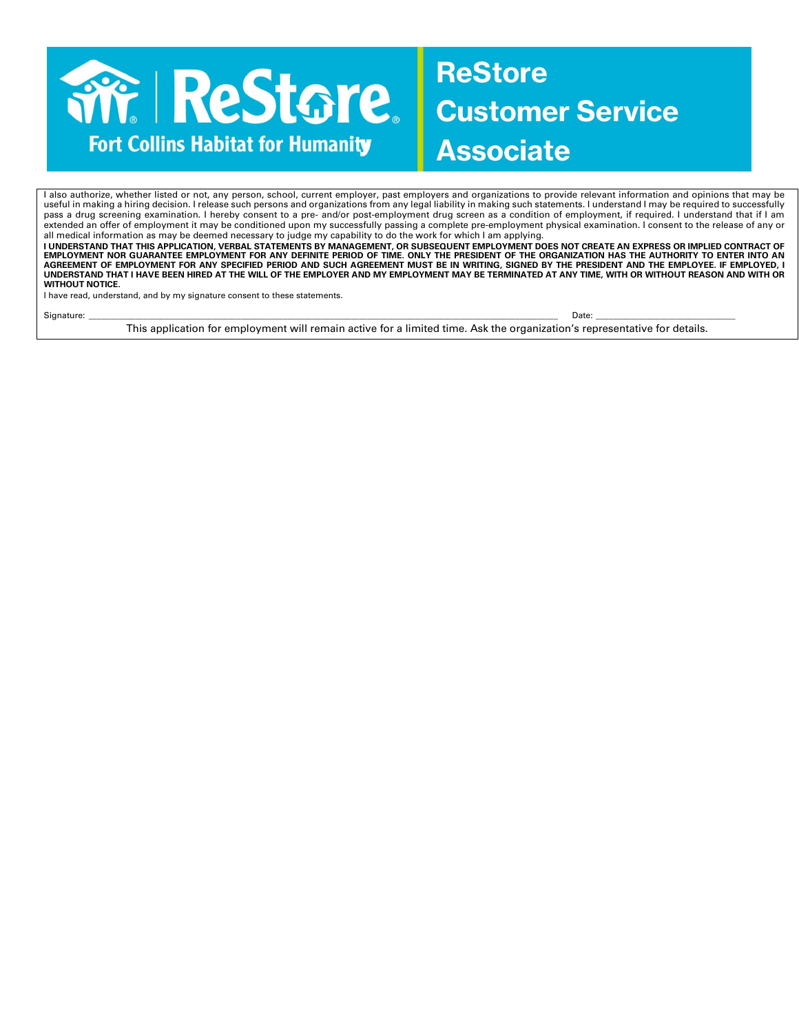Fort Collins Habitat for Humanity ReStore

# ReStore Customer Service Associate

I also authorize, whether listed or not, any person, school, current employer, past employers and organizations to provide relevant information and opinions that may be useful in making a hiring decision. I release such persons and organizations from any legal liability in making such statements. I understand I may be required to successfully pass a drug screening examination. I hereby consent to a pre- and/or post-employment drug screen as a condition of employment, if required. I understand that if I am extended an offer of employment it may be conditioned upon my successfully passing a complete pre-employment physical examination. I consent to the release of any or all medical information as may be deemed necessary to judge my capability to do the work for which I am applying.

**I UNDERSTAND THAT THIS APPLICATION, VERBAL STATEMENTS BY MANAGEMENT, OR SUBSEQUENT EMPLOYMENT DOES NOT CREATE AN EXPRESS OR IMPLIED CONTRACT OF EMPLOYMENT NOR GUARANTEE EMPLOYMENT FOR ANY DEFINITE PERIOD OF TIME. ONLY THE PRESIDENT OF THE ORGANIZATION HAS THE AUTHORITY TO ENTER INTO AN AGREEMENT OF EMPLOYMENT FOR ANY SPECIFIED PERIOD AND SUCH AGREEMENT MUST BE IN WRITING, SIGNED BY THE PRESIDENT AND THE EMPLOYEE. IF EMPLOYED, I UNDERSTAND THAT I HAVE BEEN HIRED AT THE WILL OF THE EMPLOYER AND MY EMPLOYMENT MAY BE TERMINATED AT ANY TIME, WITH OR WITHOUT REASON AND WITH OR WITHOUT NOTICE.**

I have read, understand, and by my signature consent to these statements.

Signature: ______________________________________________ Date: ____________________

This application for employment will remain active for a limited time. Ask the organization's representative for details.